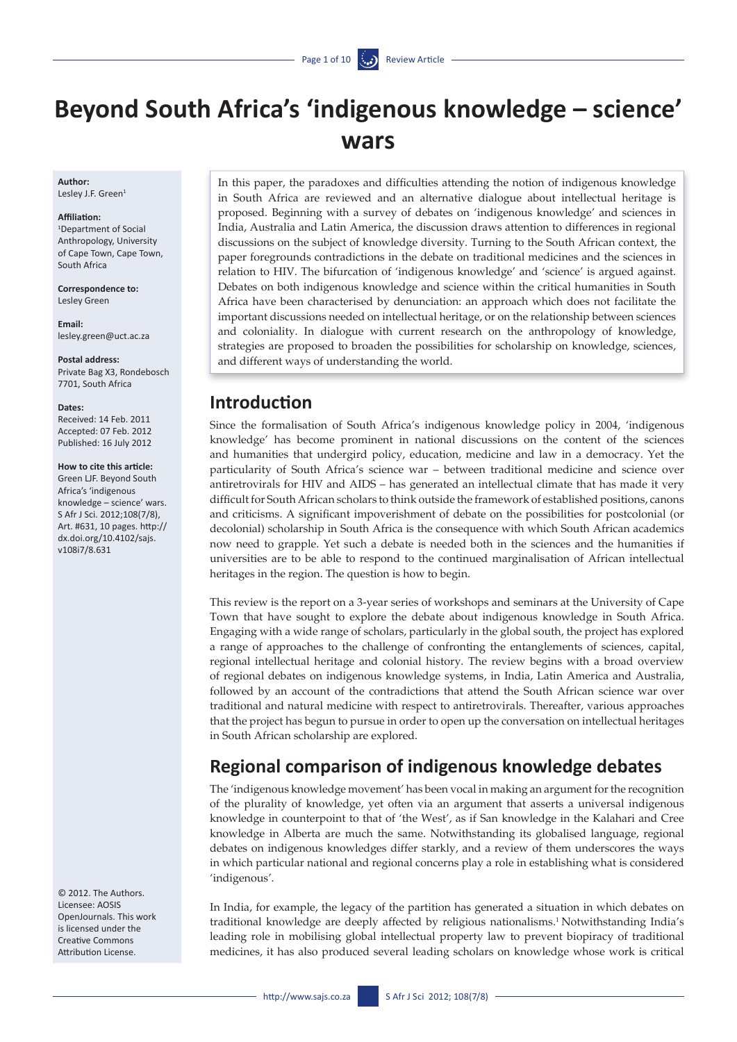# Beyond South Africa's 'indigenous knowledge – science' wars

**Author:**
Lesley J.F. Green[1]

**Affiliation:**
[1]Department of Social Anthropology, University of Cape Town, Cape Town, South Africa

**Correspondence to:**
Lesley Green

**Email:**
lesley.green@uct.ac.za

**Postal address:**
Private Bag X3, Rondebosch 7701, South Africa

**Dates:**
Received: 14 Feb. 2011
Accepted: 07 Feb. 2012
Published: 16 July 2012

**How to cite this article:**
Green LJF. Beyond South Africa's 'indigenous knowledge – science' wars. S Afr J Sci. 2012;108(7/8), Art. #631, 10 pages. http://dx.doi.org/10.4102/sajs.v108i7/8.631

© 2012. The Authors. Licensee: AOSIS OpenJournals. This work is licensed under the Creative Commons Attribution License.

In this paper, the paradoxes and difficulties attending the notion of indigenous knowledge in South Africa are reviewed and an alternative dialogue about intellectual heritage is proposed. Beginning with a survey of debates on 'indigenous knowledge' and sciences in India, Australia and Latin America, the discussion draws attention to differences in regional discussions on the subject of knowledge diversity. Turning to the South African context, the paper foregrounds contradictions in the debate on traditional medicines and the sciences in relation to HIV. The bifurcation of 'indigenous knowledge' and 'science' is argued against. Debates on both indigenous knowledge and science within the critical humanities in South Africa have been characterised by denunciation: an approach which does not facilitate the important discussions needed on intellectual heritage, or on the relationship between sciences and coloniality. In dialogue with current research on the anthropology of knowledge, strategies are proposed to broaden the possibilities for scholarship on knowledge, sciences, and different ways of understanding the world.

## Introduction

Since the formalisation of South Africa's indigenous knowledge policy in 2004, 'indigenous knowledge' has become prominent in national discussions on the content of the sciences and humanities that undergird policy, education, medicine and law in a democracy. Yet the particularity of South Africa's science war – between traditional medicine and science over antiretrovirals for HIV and AIDS – has generated an intellectual climate that has made it very difficult for South African scholars to think outside the framework of established positions, canons and criticisms. A significant impoverishment of debate on the possibilities for postcolonial (or decolonial) scholarship in South Africa is the consequence with which South African academics now need to grapple. Yet such a debate is needed both in the sciences and the humanities if universities are to be able to respond to the continued marginalisation of African intellectual heritages in the region. The question is how to begin.

This review is the report on a 3-year series of workshops and seminars at the University of Cape Town that have sought to explore the debate about indigenous knowledge in South Africa. Engaging with a wide range of scholars, particularly in the global south, the project has explored a range of approaches to the challenge of confronting the entanglements of sciences, capital, regional intellectual heritage and colonial history. The review begins with a broad overview of regional debates on indigenous knowledge systems, in India, Latin America and Australia, followed by an account of the contradictions that attend the South African science war over traditional and natural medicine with respect to antiretrovirals. Thereafter, various approaches that the project has begun to pursue in order to open up the conversation on intellectual heritages in South African scholarship are explored.

## Regional comparison of indigenous knowledge debates

The 'indigenous knowledge movement' has been vocal in making an argument for the recognition of the plurality of knowledge, yet often via an argument that asserts a universal indigenous knowledge in counterpoint to that of 'the West', as if San knowledge in the Kalahari and Cree knowledge in Alberta are much the same. Notwithstanding its globalised language, regional debates on indigenous knowledges differ starkly, and a review of them underscores the ways in which particular national and regional concerns play a role in establishing what is considered 'indigenous'.

In India, for example, the legacy of the partition has generated a situation in which debates on traditional knowledge are deeply affected by religious nationalisms.[1] Notwithstanding India's leading role in mobilising global intellectual property law to prevent biopiracy of traditional medicines, it has also produced several leading scholars on knowledge whose work is critical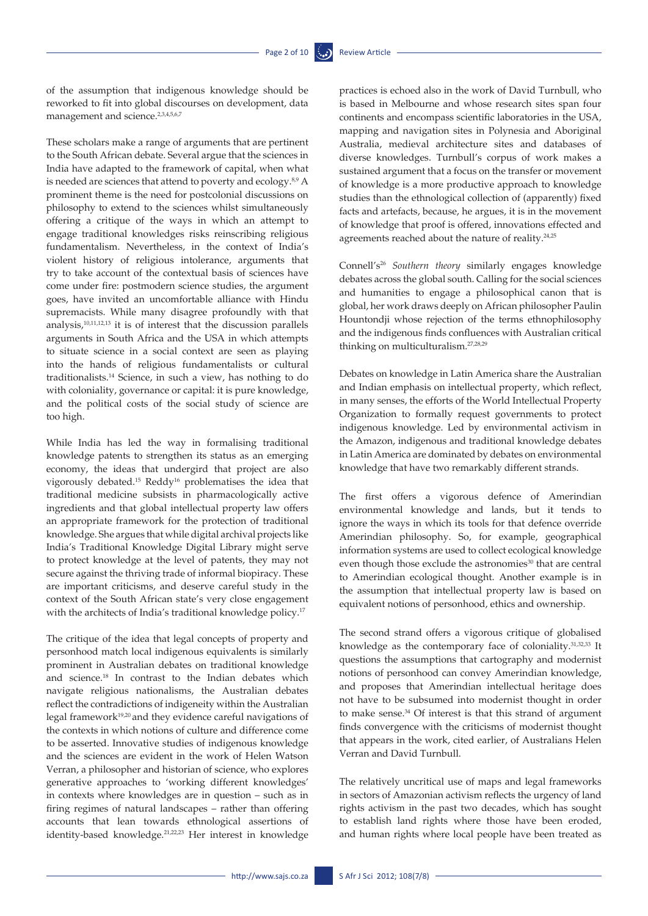of the assumption that indigenous knowledge should be reworked to fit into global discourses on development, data management and science.[2,3,4,5,6,7]

These scholars make a range of arguments that are pertinent to the South African debate. Several argue that the sciences in India have adapted to the framework of capital, when what is needed are sciences that attend to poverty and ecology.[8,9] A prominent theme is the need for postcolonial discussions on philosophy to extend to the sciences whilst simultaneously offering a critique of the ways in which an attempt to engage traditional knowledges risks reinscribing religious fundamentalism. Nevertheless, in the context of India's violent history of religious intolerance, arguments that try to take account of the contextual basis of sciences have come under fire: postmodern science studies, the argument goes, have invited an uncomfortable alliance with Hindu supremacists. While many disagree profoundly with that analysis,[10,11,12,13] it is of interest that the discussion parallels arguments in South Africa and the USA in which attempts to situate science in a social context are seen as playing into the hands of religious fundamentalists or cultural traditionalists.[14] Science, in such a view, has nothing to do with coloniality, governance or capital: it is pure knowledge, and the political costs of the social study of science are too high.

While India has led the way in formalising traditional knowledge patents to strengthen its status as an emerging economy, the ideas that undergird that project are also vigorously debated.[15] Reddy[16] problematises the idea that traditional medicine subsists in pharmacologically active ingredients and that global intellectual property law offers an appropriate framework for the protection of traditional knowledge. She argues that while digital archival projects like India's Traditional Knowledge Digital Library might serve to protect knowledge at the level of patents, they may not secure against the thriving trade of informal biopiracy. These are important criticisms, and deserve careful study in the context of the South African state's very close engagement with the architects of India's traditional knowledge policy.[17]

The critique of the idea that legal concepts of property and personhood match local indigenous equivalents is similarly prominent in Australian debates on traditional knowledge and science.[18] In contrast to the Indian debates which navigate religious nationalisms, the Australian debates reflect the contradictions of indigeneity within the Australian legal framework[19,20] and they evidence careful navigations of the contexts in which notions of culture and difference come to be asserted. Innovative studies of indigenous knowledge and the sciences are evident in the work of Helen Watson Verran, a philosopher and historian of science, who explores generative approaches to 'working different knowledges' in contexts where knowledges are in question – such as in firing regimes of natural landscapes – rather than offering accounts that lean towards ethnological assertions of identity-based knowledge.[21,22,23] Her interest in knowledge practices is echoed also in the work of David Turnbull, who is based in Melbourne and whose research sites span four continents and encompass scientific laboratories in the USA, mapping and navigation sites in Polynesia and Aboriginal Australia, medieval architecture sites and databases of diverse knowledges. Turnbull's corpus of work makes a sustained argument that a focus on the transfer or movement of knowledge is a more productive approach to knowledge studies than the ethnological collection of (apparently) fixed facts and artefacts, because, he argues, it is in the movement of knowledge that proof is offered, innovations effected and agreements reached about the nature of reality.[24,25]

Connell's[26] *Southern theory* similarly engages knowledge debates across the global south. Calling for the social sciences and humanities to engage a philosophical canon that is global, her work draws deeply on African philosopher Paulin Hountondji whose rejection of the terms ethnophilosophy and the indigenous finds confluences with Australian critical thinking on multiculturalism.[27,28,29]

Debates on knowledge in Latin America share the Australian and Indian emphasis on intellectual property, which reflect, in many senses, the efforts of the World Intellectual Property Organization to formally request governments to protect indigenous knowledge. Led by environmental activism in the Amazon, indigenous and traditional knowledge debates in Latin America are dominated by debates on environmental knowledge that have two remarkably different strands.

The first offers a vigorous defence of Amerindian environmental knowledge and lands, but it tends to ignore the ways in which its tools for that defence override Amerindian philosophy. So, for example, geographical information systems are used to collect ecological knowledge even though those exclude the astronomies[30] that are central to Amerindian ecological thought. Another example is in the assumption that intellectual property law is based on equivalent notions of personhood, ethics and ownership.

The second strand offers a vigorous critique of globalised knowledge as the contemporary face of coloniality.[31,32,33] It questions the assumptions that cartography and modernist notions of personhood can convey Amerindian knowledge, and proposes that Amerindian intellectual heritage does not have to be subsumed into modernist thought in order to make sense.[34] Of interest is that this strand of argument finds convergence with the criticisms of modernist thought that appears in the work, cited earlier, of Australians Helen Verran and David Turnbull.

The relatively uncritical use of maps and legal frameworks in sectors of Amazonian activism reflects the urgency of land rights activism in the past two decades, which has sought to establish land rights where those have been eroded, and human rights where local people have been treated as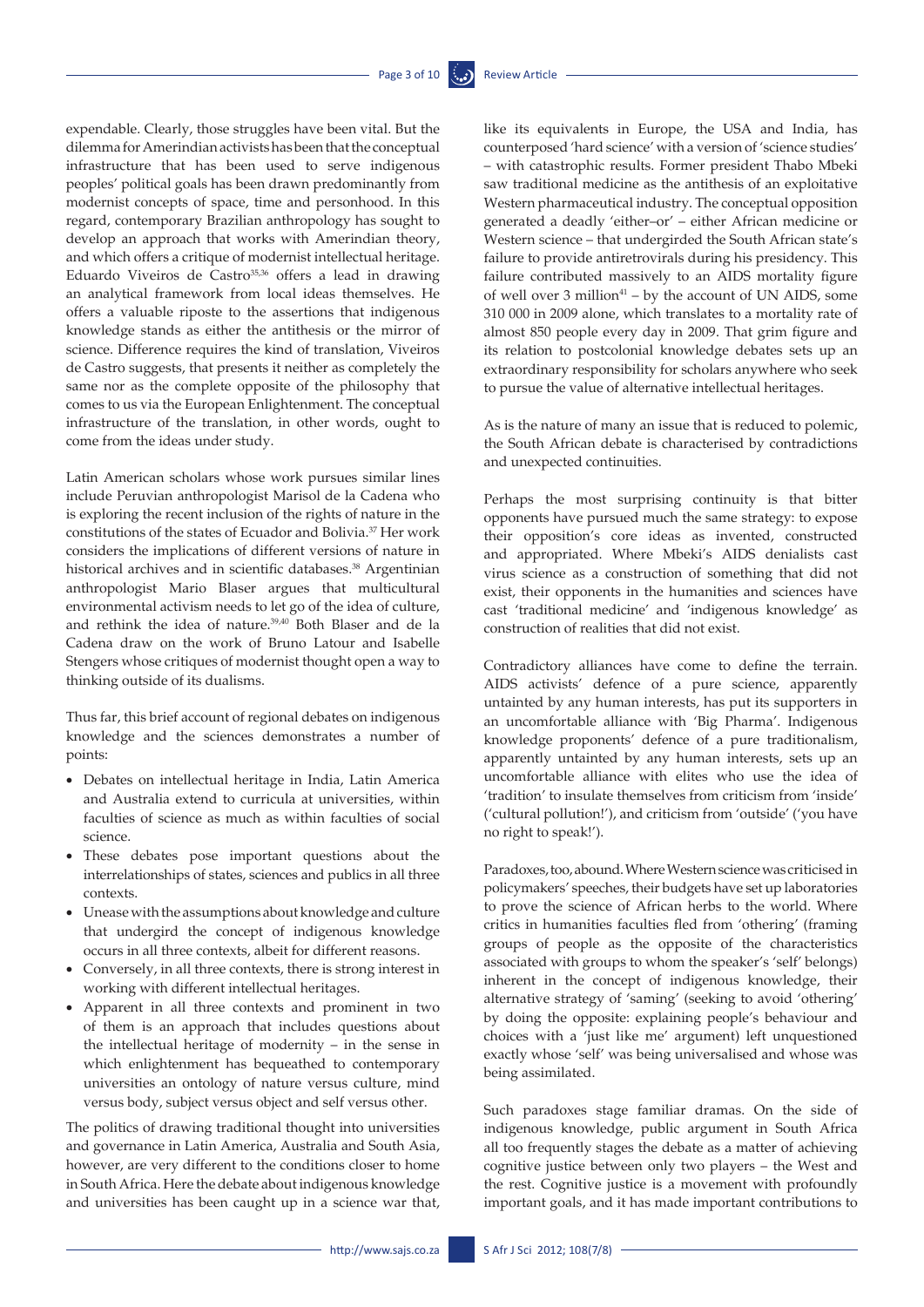expendable. Clearly, those struggles have been vital. But the dilemma for Amerindian activists has been that the conceptual infrastructure that has been used to serve indigenous peoples' political goals has been drawn predominantly from modernist concepts of space, time and personhood. In this regard, contemporary Brazilian anthropology has sought to develop an approach that works with Amerindian theory, and which offers a critique of modernist intellectual heritage. Eduardo Viveiros de Castro[35,36] offers a lead in drawing an analytical framework from local ideas themselves. He offers a valuable riposte to the assertions that indigenous knowledge stands as either the antithesis or the mirror of science. Difference requires the kind of translation, Viveiros de Castro suggests, that presents it neither as completely the same nor as the complete opposite of the philosophy that comes to us via the European Enlightenment. The conceptual infrastructure of the translation, in other words, ought to come from the ideas under study.

Latin American scholars whose work pursues similar lines include Peruvian anthropologist Marisol de la Cadena who is exploring the recent inclusion of the rights of nature in the constitutions of the states of Ecuador and Bolivia.[37] Her work considers the implications of different versions of nature in historical archives and in scientific databases.[38] Argentinian anthropologist Mario Blaser argues that multicultural environmental activism needs to let go of the idea of culture, and rethink the idea of nature.[39,40] Both Blaser and de la Cadena draw on the work of Bruno Latour and Isabelle Stengers whose critiques of modernist thought open a way to thinking outside of its dualisms.

Thus far, this brief account of regional debates on indigenous knowledge and the sciences demonstrates a number of points:

- Debates on intellectual heritage in India, Latin America and Australia extend to curricula at universities, within faculties of science as much as within faculties of social science.
- These debates pose important questions about the interrelationships of states, sciences and publics in all three contexts.
- Unease with the assumptions about knowledge and culture that undergird the concept of indigenous knowledge occurs in all three contexts, albeit for different reasons.
- Conversely, in all three contexts, there is strong interest in working with different intellectual heritages.
- Apparent in all three contexts and prominent in two of them is an approach that includes questions about the intellectual heritage of modernity – in the sense in which enlightenment has bequeathed to contemporary universities an ontology of nature versus culture, mind versus body, subject versus object and self versus other.

The politics of drawing traditional thought into universities and governance in Latin America, Australia and South Asia, however, are very different to the conditions closer to home in South Africa. Here the debate about indigenous knowledge and universities has been caught up in a science war that, like its equivalents in Europe, the USA and India, has counterposed 'hard science' with a version of 'science studies' – with catastrophic results. Former president Thabo Mbeki saw traditional medicine as the antithesis of an exploitative Western pharmaceutical industry. The conceptual opposition generated a deadly 'either–or' – either African medicine or Western science – that undergirded the South African state's failure to provide antiretrovirals during his presidency. This failure contributed massively to an AIDS mortality figure of well over 3 million[41] – by the account of UN AIDS, some 310 000 in 2009 alone, which translates to a mortality rate of almost 850 people every day in 2009. That grim figure and its relation to postcolonial knowledge debates sets up an extraordinary responsibility for scholars anywhere who seek to pursue the value of alternative intellectual heritages.

As is the nature of many an issue that is reduced to polemic, the South African debate is characterised by contradictions and unexpected continuities.

Perhaps the most surprising continuity is that bitter opponents have pursued much the same strategy: to expose their opposition's core ideas as invented, constructed and appropriated. Where Mbeki's AIDS denialists cast virus science as a construction of something that did not exist, their opponents in the humanities and sciences have cast 'traditional medicine' and 'indigenous knowledge' as construction of realities that did not exist.

Contradictory alliances have come to define the terrain. AIDS activists' defence of a pure science, apparently untainted by any human interests, has put its supporters in an uncomfortable alliance with 'Big Pharma'. Indigenous knowledge proponents' defence of a pure traditionalism, apparently untainted by any human interests, sets up an uncomfortable alliance with elites who use the idea of 'tradition' to insulate themselves from criticism from 'inside' ('cultural pollution!'), and criticism from 'outside' ('you have no right to speak!').

Paradoxes, too, abound. Where Western science was criticised in policymakers' speeches, their budgets have set up laboratories to prove the science of African herbs to the world. Where critics in humanities faculties fled from 'othering' (framing groups of people as the opposite of the characteristics associated with groups to whom the speaker's 'self' belongs) inherent in the concept of indigenous knowledge, their alternative strategy of 'saming' (seeking to avoid 'othering' by doing the opposite: explaining people's behaviour and choices with a 'just like me' argument) left unquestioned exactly whose 'self' was being universalised and whose was being assimilated.

Such paradoxes stage familiar dramas. On the side of indigenous knowledge, public argument in South Africa all too frequently stages the debate as a matter of achieving cognitive justice between only two players – the West and the rest. Cognitive justice is a movement with profoundly important goals, and it has made important contributions to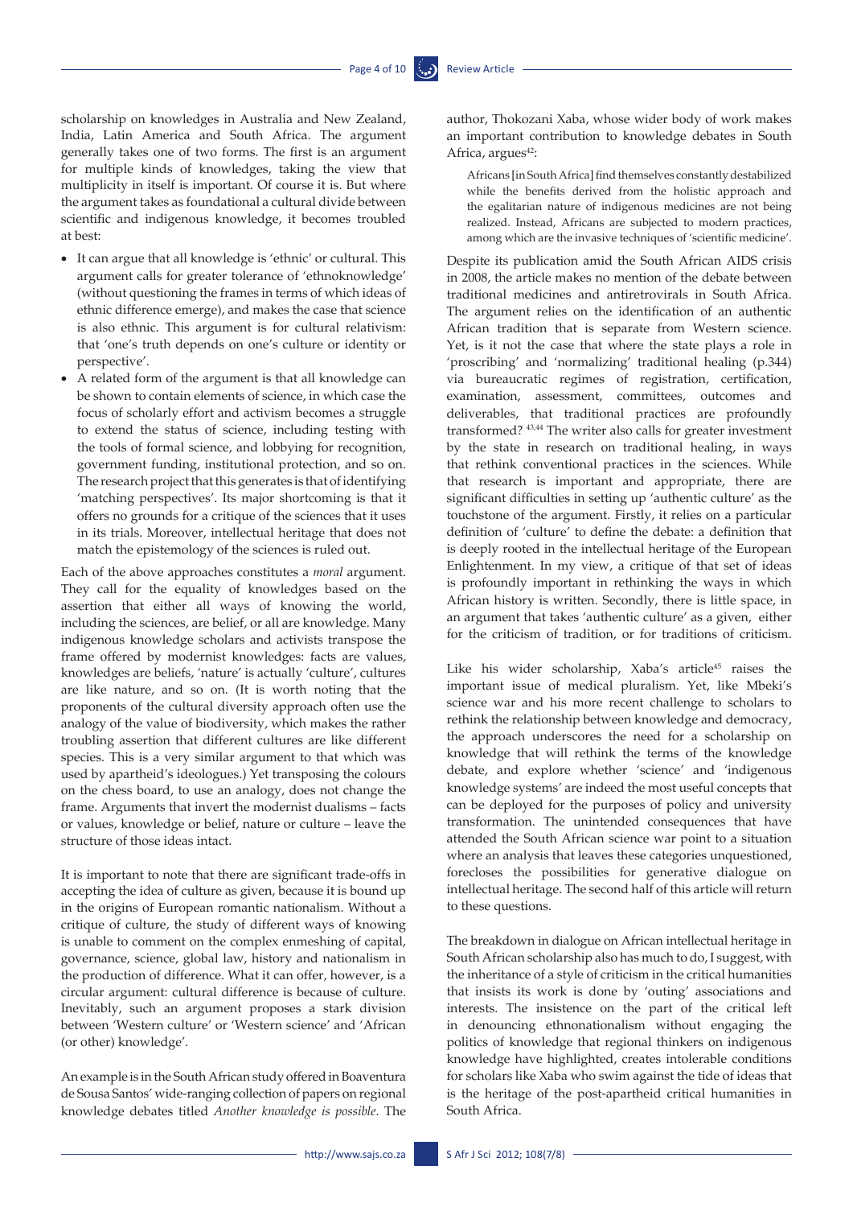scholarship on knowledges in Australia and New Zealand, India, Latin America and South Africa. The argument generally takes one of two forms. The first is an argument for multiple kinds of knowledges, taking the view that multiplicity in itself is important. Of course it is. But where the argument takes as foundational a cultural divide between scientific and indigenous knowledge, it becomes troubled at best:

- It can argue that all knowledge is 'ethnic' or cultural. This argument calls for greater tolerance of 'ethnoknowledge' (without questioning the frames in terms of which ideas of ethnic difference emerge), and makes the case that science is also ethnic. This argument is for cultural relativism: that 'one's truth depends on one's culture or identity or perspective'.
- A related form of the argument is that all knowledge can be shown to contain elements of science, in which case the focus of scholarly effort and activism becomes a struggle to extend the status of science, including testing with the tools of formal science, and lobbying for recognition, government funding, institutional protection, and so on. The research project that this generates is that of identifying 'matching perspectives'. Its major shortcoming is that it offers no grounds for a critique of the sciences that it uses in its trials. Moreover, intellectual heritage that does not match the epistemology of the sciences is ruled out.

Each of the above approaches constitutes a *moral* argument. They call for the equality of knowledges based on the assertion that either all ways of knowing the world, including the sciences, are belief, or all are knowledge. Many indigenous knowledge scholars and activists transpose the frame offered by modernist knowledges: facts are values, knowledges are beliefs, 'nature' is actually 'culture', cultures are like nature, and so on. (It is worth noting that the proponents of the cultural diversity approach often use the analogy of the value of biodiversity, which makes the rather troubling assertion that different cultures are like different species. This is a very similar argument to that which was used by apartheid's ideologues.) Yet transposing the colours on the chess board, to use an analogy, does not change the frame. Arguments that invert the modernist dualisms – facts or values, knowledge or belief, nature or culture – leave the structure of those ideas intact.

It is important to note that there are significant trade-offs in accepting the idea of culture as given, because it is bound up in the origins of European romantic nationalism. Without a critique of culture, the study of different ways of knowing is unable to comment on the complex enmeshing of capital, governance, science, global law, history and nationalism in the production of difference. What it can offer, however, is a circular argument: cultural difference is because of culture. Inevitably, such an argument proposes a stark division between 'Western culture' or 'Western science' and 'African (or other) knowledge'.

An example is in the South African study offered in Boaventura de Sousa Santos' wide-ranging collection of papers on regional knowledge debates titled *Another knowledge is possible*. The author, Thokozani Xaba, whose wider body of work makes an important contribution to knowledge debates in South Africa, argues[42]:

> Africans [in South Africa] find themselves constantly destabilized while the benefits derived from the holistic approach and the egalitarian nature of indigenous medicines are not being realized. Instead, Africans are subjected to modern practices, among which are the invasive techniques of 'scientific medicine'.

Despite its publication amid the South African AIDS crisis in 2008, the article makes no mention of the debate between traditional medicines and antiretrovirals in South Africa. The argument relies on the identification of an authentic African tradition that is separate from Western science. Yet, is it not the case that where the state plays a role in 'proscribing' and 'normalizing' traditional healing (p.344) via bureaucratic regimes of registration, certification, examination, assessment, committees, outcomes and deliverables, that traditional practices are profoundly transformed? [43,44] The writer also calls for greater investment by the state in research on traditional healing, in ways that rethink conventional practices in the sciences. While that research is important and appropriate, there are significant difficulties in setting up 'authentic culture' as the touchstone of the argument. Firstly, it relies on a particular definition of 'culture' to define the debate: a definition that is deeply rooted in the intellectual heritage of the European Enlightenment. In my view, a critique of that set of ideas is profoundly important in rethinking the ways in which African history is written. Secondly, there is little space, in an argument that takes 'authentic culture' as a given, either for the criticism of tradition, or for traditions of criticism.

Like his wider scholarship, Xaba's article[45] raises the important issue of medical pluralism. Yet, like Mbeki's science war and his more recent challenge to scholars to rethink the relationship between knowledge and democracy, the approach underscores the need for a scholarship on knowledge that will rethink the terms of the knowledge debate, and explore whether 'science' and 'indigenous knowledge systems' are indeed the most useful concepts that can be deployed for the purposes of policy and university transformation. The unintended consequences that have attended the South African science war point to a situation where an analysis that leaves these categories unquestioned, forecloses the possibilities for generative dialogue on intellectual heritage. The second half of this article will return to these questions.

The breakdown in dialogue on African intellectual heritage in South African scholarship also has much to do, I suggest, with the inheritance of a style of criticism in the critical humanities that insists its work is done by 'outing' associations and interests. The insistence on the part of the critical left in denouncing ethnonationalism without engaging the politics of knowledge that regional thinkers on indigenous knowledge have highlighted, creates intolerable conditions for scholars like Xaba who swim against the tide of ideas that is the heritage of the post-apartheid critical humanities in South Africa.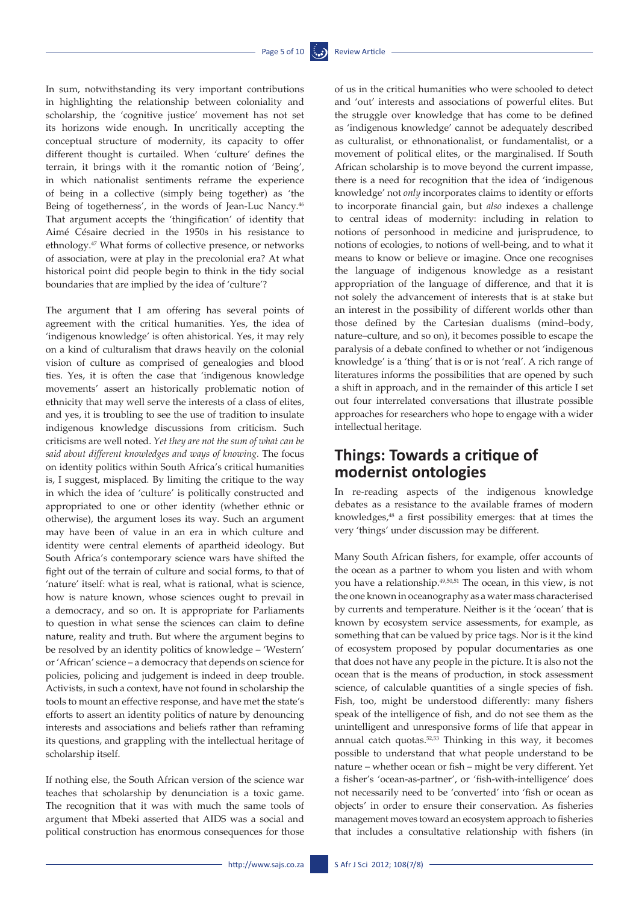In sum, notwithstanding its very important contributions in highlighting the relationship between coloniality and scholarship, the 'cognitive justice' movement has not set its horizons wide enough. In uncritically accepting the conceptual structure of modernity, its capacity to offer different thought is curtailed. When 'culture' defines the terrain, it brings with it the romantic notion of 'Being', in which nationalist sentiments reframe the experience of being in a collective (simply being together) as 'the Being of togetherness', in the words of Jean-Luc Nancy.[46] That argument accepts the 'thingification' of identity that Aimé Césaire decried in the 1950s in his resistance to ethnology.[47] What forms of collective presence, or networks of association, were at play in the precolonial era? At what historical point did people begin to think in the tidy social boundaries that are implied by the idea of 'culture'?

The argument that I am offering has several points of agreement with the critical humanities. Yes, the idea of 'indigenous knowledge' is often ahistorical. Yes, it may rely on a kind of culturalism that draws heavily on the colonial vision of culture as comprised of genealogies and blood ties. Yes, it is often the case that 'indigenous knowledge movements' assert an historically problematic notion of ethnicity that may well serve the interests of a class of elites, and yes, it is troubling to see the use of tradition to insulate indigenous knowledge discussions from criticism. Such criticisms are well noted. *Yet they are not the sum of what can be said about different knowledges and ways of knowing.* The focus on identity politics within South Africa's critical humanities is, I suggest, misplaced. By limiting the critique to the way in which the idea of 'culture' is politically constructed and appropriated to one or other identity (whether ethnic or otherwise), the argument loses its way. Such an argument may have been of value in an era in which culture and identity were central elements of apartheid ideology. But South Africa's contemporary science wars have shifted the fight out of the terrain of culture and social forms, to that of 'nature' itself: what is real, what is rational, what is science, how is nature known, whose sciences ought to prevail in a democracy, and so on. It is appropriate for Parliaments to question in what sense the sciences can claim to define nature, reality and truth. But where the argument begins to be resolved by an identity politics of knowledge – 'Western' or 'African' science – a democracy that depends on science for policies, policing and judgement is indeed in deep trouble. Activists, in such a context, have not found in scholarship the tools to mount an effective response, and have met the state's efforts to assert an identity politics of nature by denouncing interests and associations and beliefs rather than reframing its questions, and grappling with the intellectual heritage of scholarship itself.

If nothing else, the South African version of the science war teaches that scholarship by denunciation is a toxic game. The recognition that it was with much the same tools of argument that Mbeki asserted that AIDS was a social and political construction has enormous consequences for those of us in the critical humanities who were schooled to detect and 'out' interests and associations of powerful elites. But the struggle over knowledge that has come to be defined as 'indigenous knowledge' cannot be adequately described as culturalist, or ethnonationalist, or fundamentalist, or a movement of political elites, or the marginalised. If South African scholarship is to move beyond the current impasse, there is a need for recognition that the idea of 'indigenous knowledge' not *only* incorporates claims to identity or efforts to incorporate financial gain, but *also* indexes a challenge to central ideas of modernity: including in relation to notions of personhood in medicine and jurisprudence, to notions of ecologies, to notions of well-being, and to what it means to know or believe or imagine. Once one recognises the language of indigenous knowledge as a resistant appropriation of the language of difference, and that it is not solely the advancement of interests that is at stake but an interest in the possibility of different worlds other than those defined by the Cartesian dualisms (mind–body, nature–culture, and so on), it becomes possible to escape the paralysis of a debate confined to whether or not 'indigenous knowledge' is a 'thing' that is or is not 'real'. A rich range of literatures informs the possibilities that are opened by such a shift in approach, and in the remainder of this article I set out four interrelated conversations that illustrate possible approaches for researchers who hope to engage with a wider intellectual heritage.

## Things: Towards a critique of modernist ontologies

In re-reading aspects of the indigenous knowledge debates as a resistance to the available frames of modern knowledges,[48] a first possibility emerges: that at times the very 'things' under discussion may be different.

Many South African fishers, for example, offer accounts of the ocean as a partner to whom you listen and with whom you have a relationship.[49,50,51] The ocean, in this view, is not the one known in oceanography as a water mass characterised by currents and temperature. Neither is it the 'ocean' that is known by ecosystem service assessments, for example, as something that can be valued by price tags. Nor is it the kind of ecosystem proposed by popular documentaries as one that does not have any people in the picture. It is also not the ocean that is the means of production, in stock assessment science, of calculable quantities of a single species of fish. Fish, too, might be understood differently: many fishers speak of the intelligence of fish, and do not see them as the unintelligent and unresponsive forms of life that appear in annual catch quotas.[52,53] Thinking in this way, it becomes possible to understand that what people understand to be nature – whether ocean or fish – might be very different. Yet a fisher's 'ocean-as-partner', or 'fish-with-intelligence' does not necessarily need to be 'converted' into 'fish or ocean as objects' in order to ensure their conservation. As fisheries management moves toward an ecosystem approach to fisheries that includes a consultative relationship with fishers (in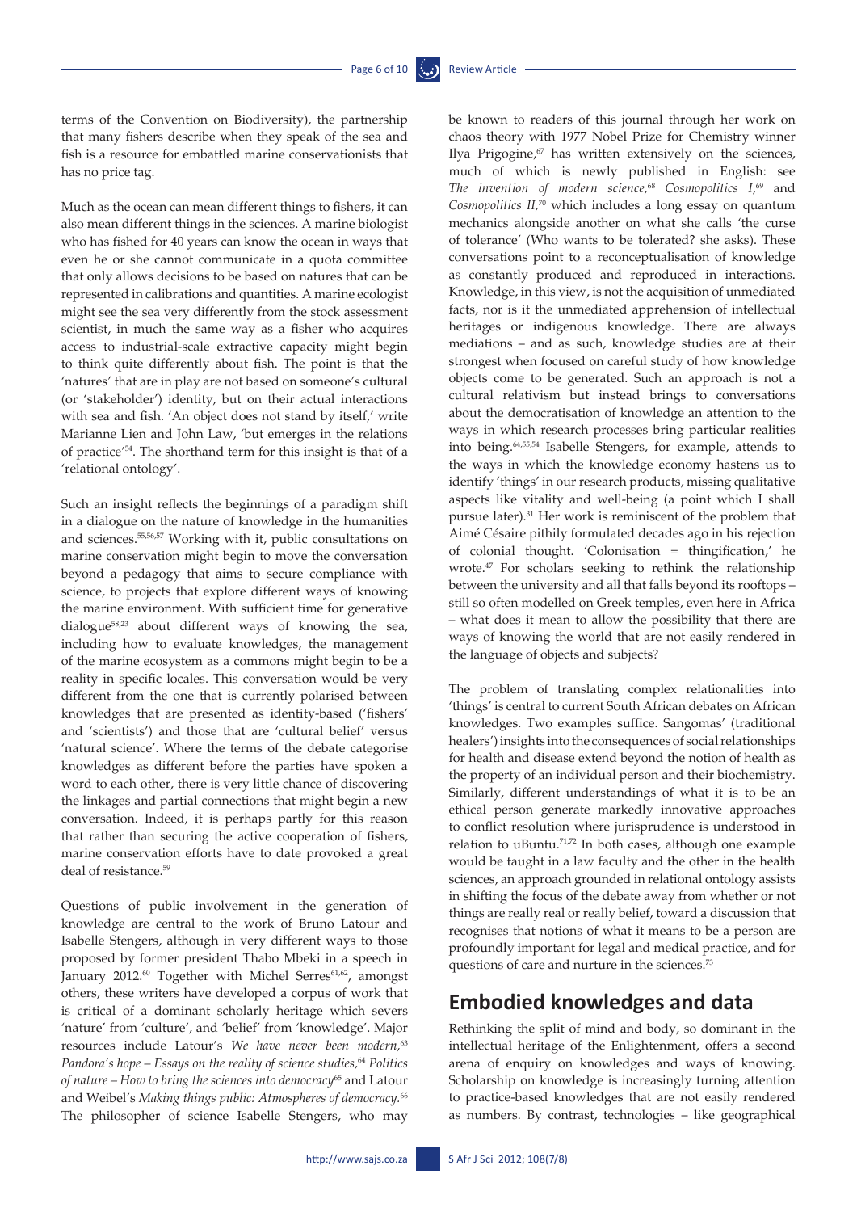terms of the Convention on Biodiversity), the partnership that many fishers describe when they speak of the sea and fish is a resource for embattled marine conservationists that has no price tag.

Much as the ocean can mean different things to fishers, it can also mean different things in the sciences. A marine biologist who has fished for 40 years can know the ocean in ways that even he or she cannot communicate in a quota committee that only allows decisions to be based on natures that can be represented in calibrations and quantities. A marine ecologist might see the sea very differently from the stock assessment scientist, in much the same way as a fisher who acquires access to industrial-scale extractive capacity might begin to think quite differently about fish. The point is that the 'natures' that are in play are not based on someone's cultural (or 'stakeholder') identity, but on their actual interactions with sea and fish. 'An object does not stand by itself,' write Marianne Lien and John Law, 'but emerges in the relations of practice'[54]. The shorthand term for this insight is that of a 'relational ontology'.

Such an insight reflects the beginnings of a paradigm shift in a dialogue on the nature of knowledge in the humanities and sciences.[55,56,57] Working with it, public consultations on marine conservation might begin to move the conversation beyond a pedagogy that aims to secure compliance with science, to projects that explore different ways of knowing the marine environment. With sufficient time for generative dialogue[58,23] about different ways of knowing the sea, including how to evaluate knowledges, the management of the marine ecosystem as a commons might begin to be a reality in specific locales. This conversation would be very different from the one that is currently polarised between knowledges that are presented as identity-based ('fishers' and 'scientists') and those that are 'cultural belief' versus 'natural science'. Where the terms of the debate categorise knowledges as different before the parties have spoken a word to each other, there is very little chance of discovering the linkages and partial connections that might begin a new conversation. Indeed, it is perhaps partly for this reason that rather than securing the active cooperation of fishers, marine conservation efforts have to date provoked a great deal of resistance.[59]

Questions of public involvement in the generation of knowledge are central to the work of Bruno Latour and Isabelle Stengers, although in very different ways to those proposed by former president Thabo Mbeki in a speech in January 2012.[60] Together with Michel Serres[61,62], amongst others, these writers have developed a corpus of work that is critical of a dominant scholarly heritage which severs 'nature' from 'culture', and 'belief' from 'knowledge'. Major resources include Latour's *We have never been modern*,[63] *Pandora's hope – Essays on the reality of science studies*,[64] *Politics of nature – How to bring the sciences into democracy*[65] and Latour and Weibel's *Making things public: Atmospheres of democracy*.[66] The philosopher of science Isabelle Stengers, who may be known to readers of this journal through her work on chaos theory with 1977 Nobel Prize for Chemistry winner Ilya Prigogine,[67] has written extensively on the sciences, much of which is newly published in English: see *The invention of modern science*,[68] *Cosmopolitics I*,[69] and *Cosmopolitics II*,[70] which includes a long essay on quantum mechanics alongside another on what she calls 'the curse of tolerance' (Who wants to be tolerated? she asks). These conversations point to a reconceptualisation of knowledge as constantly produced and reproduced in interactions. Knowledge, in this view, is not the acquisition of unmediated facts, nor is it the unmediated apprehension of intellectual heritages or indigenous knowledge. There are always mediations – and as such, knowledge studies are at their strongest when focused on careful study of how knowledge objects come to be generated. Such an approach is not a cultural relativism but instead brings to conversations about the democratisation of knowledge an attention to the ways in which research processes bring particular realities into being.[64,55,54] Isabelle Stengers, for example, attends to the ways in which the knowledge economy hastens us to identify 'things' in our research products, missing qualitative aspects like vitality and well-being (a point which I shall pursue later).[31] Her work is reminiscent of the problem that Aimé Césaire pithily formulated decades ago in his rejection of colonial thought. 'Colonisation = thingification,' he wrote.[47] For scholars seeking to rethink the relationship between the university and all that falls beyond its rooftops – still so often modelled on Greek temples, even here in Africa – what does it mean to allow the possibility that there are ways of knowing the world that are not easily rendered in the language of objects and subjects?

The problem of translating complex relationalities into 'things' is central to current South African debates on African knowledges. Two examples suffice. Sangomas' (traditional healers') insights into the consequences of social relationships for health and disease extend beyond the notion of health as the property of an individual person and their biochemistry. Similarly, different understandings of what it is to be an ethical person generate markedly innovative approaches to conflict resolution where jurisprudence is understood in relation to uBuntu.[71,72] In both cases, although one example would be taught in a law faculty and the other in the health sciences, an approach grounded in relational ontology assists in shifting the focus of the debate away from whether or not things are really real or really belief, toward a discussion that recognises that notions of what it means to be a person are profoundly important for legal and medical practice, and for questions of care and nurture in the sciences.[73]

## Embodied knowledges and data

Rethinking the split of mind and body, so dominant in the intellectual heritage of the Enlightenment, offers a second arena of enquiry on knowledges and ways of knowing. Scholarship on knowledge is increasingly turning attention to practice-based knowledges that are not easily rendered as numbers. By contrast, technologies – like geographical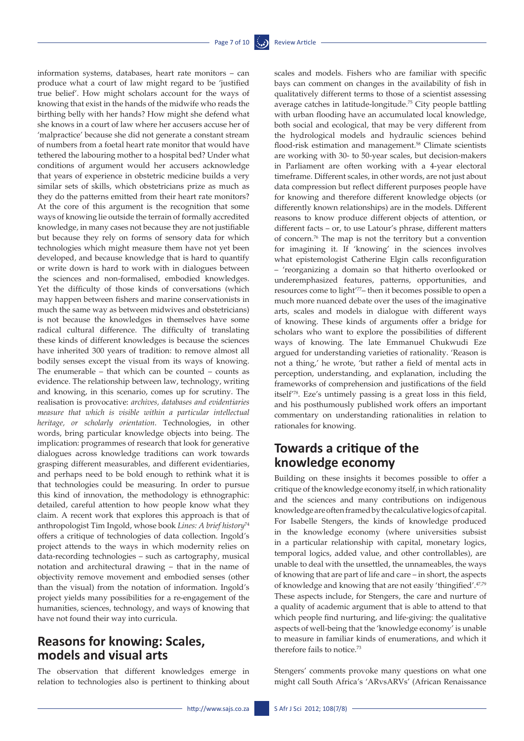information systems, databases, heart rate monitors – can produce what a court of law might regard to be 'justified true belief'. How might scholars account for the ways of knowing that exist in the hands of the midwife who reads the birthing belly with her hands? How might she defend what she knows in a court of law where her accusers accuse her of 'malpractice' because she did not generate a constant stream of numbers from a foetal heart rate monitor that would have tethered the labouring mother to a hospital bed? Under what conditions of argument would her accusers acknowledge that years of experience in obstetric medicine builds a very similar sets of skills, which obstetricians prize as much as they do the patterns emitted from their heart rate monitors? At the core of this argument is the recognition that some ways of knowing lie outside the terrain of formally accredited knowledge, in many cases not because they are not justifiable but because they rely on forms of sensory data for which technologies which might measure them have not yet been developed, and because knowledge that is hard to quantify or write down is hard to work with in dialogues between the sciences and non-formalised, embodied knowledges. Yet the difficulty of those kinds of conversations (which may happen between fishers and marine conservationists in much the same way as between midwives and obstetricians) is not because the knowledges in themselves have some radical cultural difference. The difficulty of translating these kinds of different knowledges is because the sciences have inherited 300 years of tradition: to remove almost all bodily senses except the visual from its ways of knowing. The enumerable – that which can be counted – counts as evidence. The relationship between law, technology, writing and knowing, in this scenario, comes up for scrutiny. The realisation is provocative: *archives, databases and evidentiaries measure that which is visible within a particular intellectual heritage, or scholarly orientation*. Technologies, in other words, bring particular knowledge objects into being. The implication: programmes of research that look for generative dialogues across knowledge traditions can work towards grasping different measurables, and different evidentiaries, and perhaps need to be bold enough to rethink what it is that technologies could be measuring. In order to pursue this kind of innovation, the methodology is ethnographic: detailed, careful attention to how people know what they claim. A recent work that explores this approach is that of anthropologist Tim Ingold, whose book *Lines: A brief history*[74] offers a critique of technologies of data collection. Ingold's project attends to the ways in which modernity relies on data-recording technologies – such as cartography, musical notation and architectural drawing – that in the name of objectivity remove movement and embodied senses (other than the visual) from the notation of information. Ingold's project yields many possibilities for a re-engagement of the humanities, sciences, technology, and ways of knowing that have not found their way into curricula.

## Reasons for knowing: Scales, models and visual arts

The observation that different knowledges emerge in relation to technologies also is pertinent to thinking about scales and models. Fishers who are familiar with specific bays can comment on changes in the availability of fish in qualitatively different terms to those of a scientist assessing average catches in latitude-longitude.[75] City people battling with urban flooding have an accumulated local knowledge, both social and ecological, that may be very different from the hydrological models and hydraulic sciences behind flood-risk estimation and management.[58] Climate scientists are working with 30- to 50-year scales, but decision-makers in Parliament are often working with a 4-year electoral timeframe. Different scales, in other words, are not just about data compression but reflect different purposes people have for knowing and therefore different knowledge objects (or differently known relationships) are in the models. Different reasons to know produce different objects of attention, or different facts – or, to use Latour's phrase, different matters of concern.[76] The map is not the territory but a convention for imagining it. If 'knowing' in the sciences involves what epistemologist Catherine Elgin calls reconfiguration – 'reorganizing a domain so that hitherto overlooked or underemphasized features, patterns, opportunities, and resources come to light'[77]– then it becomes possible to open a much more nuanced debate over the uses of the imaginative arts, scales and models in dialogue with different ways of knowing. These kinds of arguments offer a bridge for scholars who want to explore the possibilities of different ways of knowing. The late Emmanuel Chukwudi Eze argued for understanding varieties of rationality. 'Reason is not a thing,' he wrote, 'but rather a field of mental acts in perception, understanding, and explanation, including the frameworks of comprehension and justifications of the field itself'[78]. Eze's untimely passing is a great loss in this field, and his posthumously published work offers an important commentary on understanding rationalities in relation to rationales for knowing.

## Towards a critique of the knowledge economy

Building on these insights it becomes possible to offer a critique of the knowledge economy itself, in which rationality and the sciences and many contributions on indigenous knowledge are often framed by the calculative logics of capital. For Isabelle Stengers, the kinds of knowledge produced in the knowledge economy (where universities subsist in a particular relationship with capital, monetary logics, temporal logics, added value, and other controllables), are unable to deal with the unsettled, the unnameables, the ways of knowing that are part of life and care – in short, the aspects of knowledge and knowing that are not easily 'thingified'.[47,79] These aspects include, for Stengers, the care and nurture of a quality of academic argument that is able to attend to that which people find nurturing, and life-giving: the qualitative aspects of well-being that the 'knowledge economy' is unable to measure in familiar kinds of enumerations, and which it therefore fails to notice.[73]

Stengers' comments provoke many questions on what one might call South Africa's 'ARvsARVs' (African Renaissance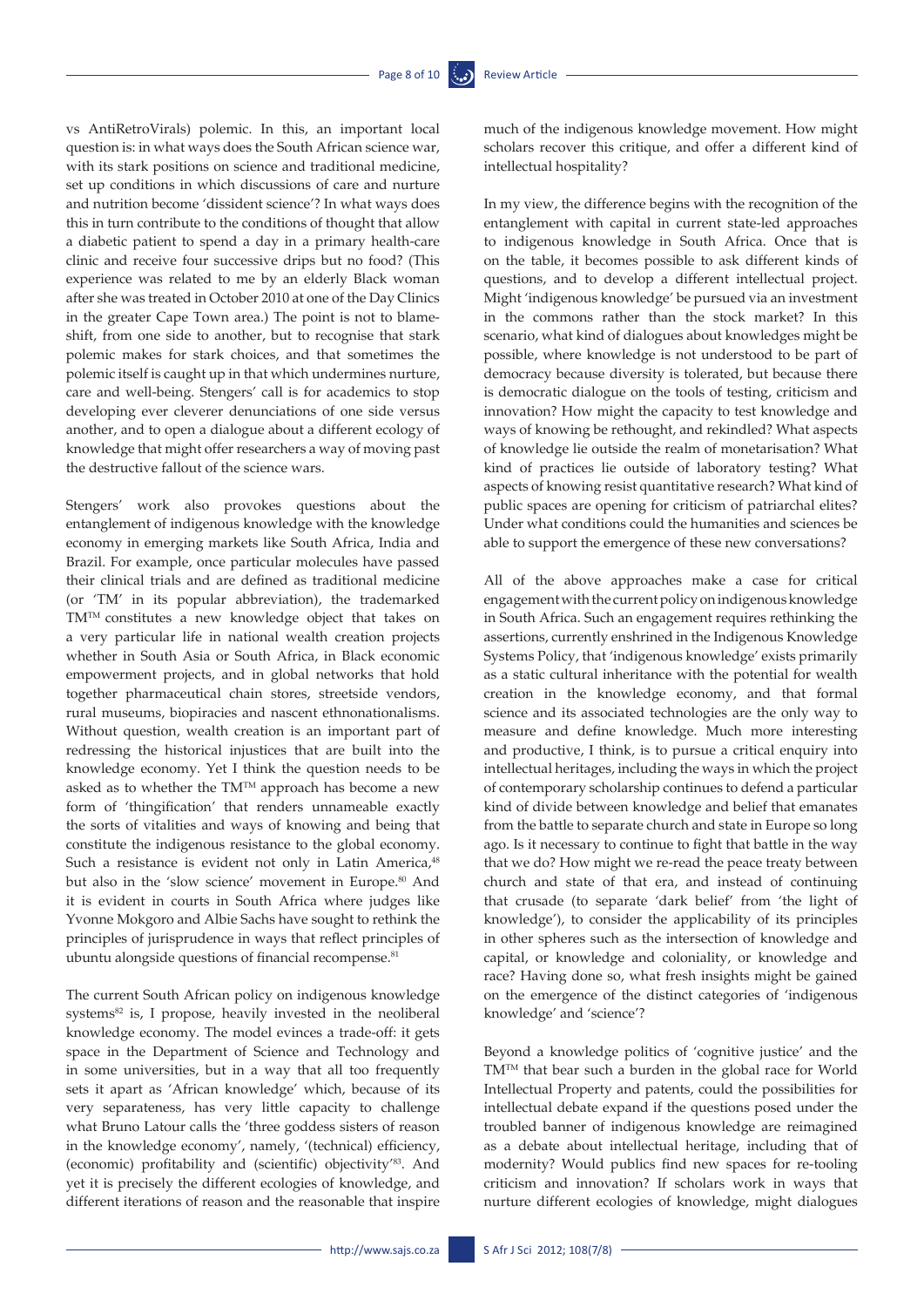vs AntiRetroVirals) polemic. In this, an important local question is: in what ways does the South African science war, with its stark positions on science and traditional medicine, set up conditions in which discussions of care and nurture and nutrition become 'dissident science'? In what ways does this in turn contribute to the conditions of thought that allow a diabetic patient to spend a day in a primary health-care clinic and receive four successive drips but no food? (This experience was related to me by an elderly Black woman after she was treated in October 2010 at one of the Day Clinics in the greater Cape Town area.) The point is not to blame-shift, from one side to another, but to recognise that stark polemic makes for stark choices, and that sometimes the polemic itself is caught up in that which undermines nurture, care and well-being. Stengers' call is for academics to stop developing ever cleverer denunciations of one side versus another, and to open a dialogue about a different ecology of knowledge that might offer researchers a way of moving past the destructive fallout of the science wars.

Stengers' work also provokes questions about the entanglement of indigenous knowledge with the knowledge economy in emerging markets like South Africa, India and Brazil. For example, once particular molecules have passed their clinical trials and are defined as traditional medicine (or 'TM' in its popular abbreviation), the trademarked TM™ constitutes a new knowledge object that takes on a very particular life in national wealth creation projects whether in South Asia or South Africa, in Black economic empowerment projects, and in global networks that hold together pharmaceutical chain stores, streetside vendors, rural museums, biopiracies and nascent ethnonationalisms. Without question, wealth creation is an important part of redressing the historical injustices that are built into the knowledge economy. Yet I think the question needs to be asked as to whether the TM™ approach has become a new form of 'thingification' that renders unnameable exactly the sorts of vitalities and ways of knowing and being that constitute the indigenous resistance to the global economy. Such a resistance is evident not only in Latin America,[48] but also in the 'slow science' movement in Europe.[80] And it is evident in courts in South Africa where judges like Yvonne Mokgoro and Albie Sachs have sought to rethink the principles of jurisprudence in ways that reflect principles of ubuntu alongside questions of financial recompense.[81]

The current South African policy on indigenous knowledge systems[82] is, I propose, heavily invested in the neoliberal knowledge economy. The model evinces a trade-off: it gets space in the Department of Science and Technology and in some universities, but in a way that all too frequently sets it apart as 'African knowledge' which, because of its very separateness, has very little capacity to challenge what Bruno Latour calls the 'three goddess sisters of reason in the knowledge economy', namely, '(technical) efficiency, (economic) profitability and (scientific) objectivity'[83]. And yet it is precisely the different ecologies of knowledge, and different iterations of reason and the reasonable that inspire much of the indigenous knowledge movement. How might scholars recover this critique, and offer a different kind of intellectual hospitality?

In my view, the difference begins with the recognition of the entanglement with capital in current state-led approaches to indigenous knowledge in South Africa. Once that is on the table, it becomes possible to ask different kinds of questions, and to develop a different intellectual project. Might 'indigenous knowledge' be pursued via an investment in the commons rather than the stock market? In this scenario, what kind of dialogues about knowledges might be possible, where knowledge is not understood to be part of democracy because diversity is tolerated, but because there is democratic dialogue on the tools of testing, criticism and innovation? How might the capacity to test knowledge and ways of knowing be rethought, and rekindled? What aspects of knowledge lie outside the realm of monetarisation? What kind of practices lie outside of laboratory testing? What aspects of knowing resist quantitative research? What kind of public spaces are opening for criticism of patriarchal elites? Under what conditions could the humanities and sciences be able to support the emergence of these new conversations?

All of the above approaches make a case for critical engagement with the current policy on indigenous knowledge in South Africa. Such an engagement requires rethinking the assertions, currently enshrined in the Indigenous Knowledge Systems Policy, that 'indigenous knowledge' exists primarily as a static cultural inheritance with the potential for wealth creation in the knowledge economy, and that formal science and its associated technologies are the only way to measure and define knowledge. Much more interesting and productive, I think, is to pursue a critical enquiry into intellectual heritages, including the ways in which the project of contemporary scholarship continues to defend a particular kind of divide between knowledge and belief that emanates from the battle to separate church and state in Europe so long ago. Is it necessary to continue to fight that battle in the way that we do? How might we re-read the peace treaty between church and state of that era, and instead of continuing that crusade (to separate 'dark belief' from 'the light of knowledge'), to consider the applicability of its principles in other spheres such as the intersection of knowledge and capital, or knowledge and coloniality, or knowledge and race? Having done so, what fresh insights might be gained on the emergence of the distinct categories of 'indigenous knowledge' and 'science'?

Beyond a knowledge politics of 'cognitive justice' and the TM™ that bear such a burden in the global race for World Intellectual Property and patents, could the possibilities for intellectual debate expand if the questions posed under the troubled banner of indigenous knowledge are reimagined as a debate about intellectual heritage, including that of modernity? Would publics find new spaces for re-tooling criticism and innovation? If scholars work in ways that nurture different ecologies of knowledge, might dialogues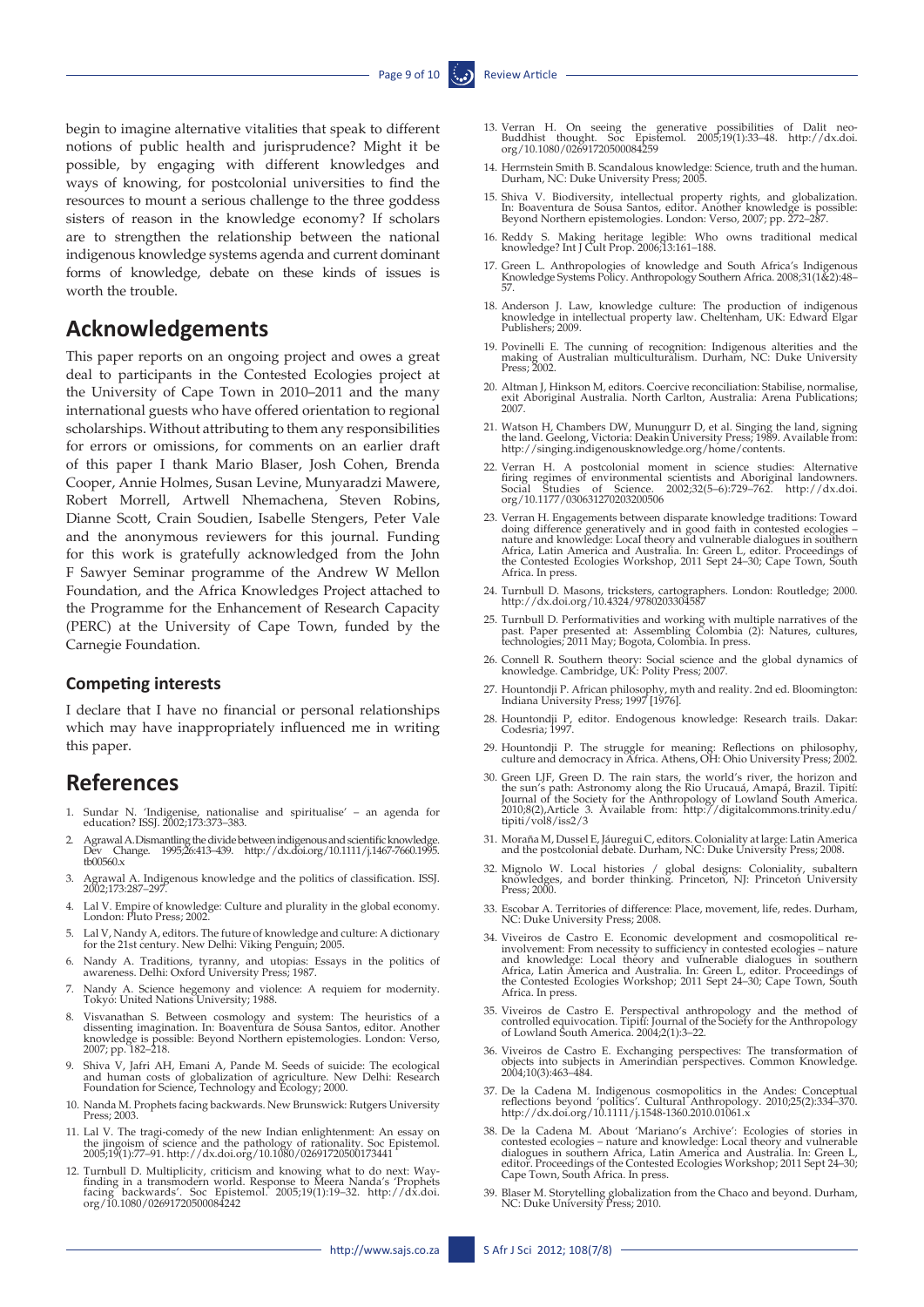begin to imagine alternative vitalities that speak to different notions of public health and jurisprudence? Might it be possible, by engaging with different knowledges and ways of knowing, for postcolonial universities to find the resources to mount a serious challenge to the three goddess sisters of reason in the knowledge economy? If scholars are to strengthen the relationship between the national indigenous knowledge systems agenda and current dominant forms of knowledge, debate on these kinds of issues is worth the trouble.

## Acknowledgements

This paper reports on an ongoing project and owes a great deal to participants in the Contested Ecologies project at the University of Cape Town in 2010–2011 and the many international guests who have offered orientation to regional scholarships. Without attributing to them any responsibilities for errors or omissions, for comments on an earlier draft of this paper I thank Mario Blaser, Josh Cohen, Brenda Cooper, Annie Holmes, Susan Levine, Munyaradzi Mawere, Robert Morrell, Artwell Nhemachena, Steven Robins, Dianne Scott, Crain Soudien, Isabelle Stengers, Peter Vale and the anonymous reviewers for this journal. Funding for this work is gratefully acknowledged from the John F Sawyer Seminar programme of the Andrew W Mellon Foundation, and the Africa Knowledges Project attached to the Programme for the Enhancement of Research Capacity (PERC) at the University of Cape Town, funded by the Carnegie Foundation.

### Competing interests

I declare that I have no financial or personal relationships which may have inappropriately influenced me in writing this paper.

## References

1. Sundar N. 'Indigenise, nationalise and spiritualise' – an agenda for education? ISSJ. 2002;173:373–383.
2. Agrawal A. Dismantling the divide between indigenous and scientific knowledge. Dev Change. 1995;26:413–439. http://dx.doi.org/10.1111/j.1467-7660.1995.tb00560.x
3. Agrawal A. Indigenous knowledge and the politics of classification. ISSJ. 2002;173:287–297.
4. Lal V. Empire of knowledge: Culture and plurality in the global economy. London: Pluto Press; 2002.
5. Lal V, Nandy A, editors. The future of knowledge and culture: A dictionary for the 21st century. New Delhi: Viking Penguin; 2005.
6. Nandy A. Traditions, tyranny, and utopias: Essays in the politics of awareness. Delhi: Oxford University Press; 1987.
7. Nandy A. Science hegemony and violence: A requiem for modernity. Tokyo: United Nations University; 1988.
8. Visvanathan S. Between cosmology and system: The heuristics of a dissenting imagination. In: Boaventura de Sousa Santos, editor. Another knowledge is possible: Beyond Northern epistemologies. London: Verso, 2007; pp. 182–218.
9. Shiva V, Jafri AH, Emani A, Pande M. Seeds of suicide: The ecological and human costs of globalization of agriculture. New Delhi: Research Foundation for Science, Technology and Ecology; 2000.
10. Nanda M. Prophets facing backwards. New Brunswick: Rutgers University Press; 2003.
11. Lal V. The tragi-comedy of the new Indian enlightenment: An essay on the jingoism of science and the pathology of rationality. Soc Epistemol. 2005;19(1):77–91. http://dx.doi.org/10.1080/02691720500173441
12. Turnbull D. Multiplicity, criticism and knowing what to do next: Way-finding in a transmodern world. Response to Meera Nanda's 'Prophets facing backwards'. Soc Epistemol. 2005;19(1):19–32. http://dx.doi.org/10.1080/02691720500084242
13. Verran H. On seeing the generative possibilities of Dalit neo-Buddhist thought. Soc Epistemol. 2005;19(1):33–48. http://dx.doi.org/10.1080/02691720500084259
14. Herrnstein Smith B. Scandalous knowledge: Science, truth and the human. Durham, NC: Duke University Press; 2005.
15. Shiva V. Biodiversity, intellectual property rights, and globalization. In: Boaventura de Sousa Santos, editor. Another knowledge is possible: Beyond Northern epistemologies. London: Verso, 2007; pp. 272–287.
16. Reddy S. Making heritage legible: Who owns traditional medical knowledge? Int J Cult Prop. 2006;13:161–188.
17. Green L. Anthropologies of knowledge and South Africa's Indigenous Knowledge Systems Policy. Anthropology Southern Africa. 2008;31(1&2):48–57.
18. Anderson J. Law, knowledge culture: The production of indigenous knowledge in intellectual property law. Cheltenham, UK: Edward Elgar Publishers; 2009.
19. Povinelli E. The cunning of recognition: Indigenous alterities and the making of Australian multiculturalism. Durham, NC: Duke University Press; 2002.
20. Altman J, Hinkson M, editors. Coercive reconciliation: Stabilise, normalise, exit Aboriginal Australia. North Carlton, Australia: Arena Publications; 2007.
21. Watson H, Chambers DW, Mununguгг D, et al. Singing the land, signing the land. Geelong, Victoria: Deakin University Press; 1989. Available from: http://singing.indigenousknowledge.org/home/contents.
22. Verran H. A postcolonial moment in science studies: Alternative firing regimes of environmental scientists and Aboriginal landowners. Social Studies of Science. 2002;32(5–6):729–762. http://dx.doi.org/10.1177/030631270203200506
23. Verran H. Engagements between disparate knowledge traditions: Toward doing difference generatively and in good faith in contested ecologies – nature and knowledge: Local theory and vulnerable dialogues in southern Africa, Latin America and Australia. In: Green L, editor. Proceedings of the Contested Ecologies Workshop, 2011 Sept 24–30; Cape Town, South Africa. In press.
24. Turnbull D. Masons, tricksters, cartographers. London: Routledge; 2000. http://dx.doi.org/10.4324/9780203304587
25. Turnbull D. Performativities and working with multiple narratives of the past. Paper presented at: Assembling Colombia (2): Natures, cultures, technologies; 2011 May; Bogota, Colombia. In press.
26. Connell R. Southern theory: Social science and the global dynamics of knowledge. Cambridge, UK: Polity Press; 2007.
27. Hountondji P. African philosophy, myth and reality. 2nd ed. Bloomington: Indiana University Press; 1997 [1976].
28. Hountondji P, editor. Endogenous knowledge: Research trails. Dakar: Codesria; 1997.
29. Hountondji P. The struggle for meaning: Reflections on philosophy, culture and democracy in Africa. Athens, OH: Ohio University Press; 2002.
30. Green LJF, Green D. The rain stars, the world's river, the horizon and the sun's path: Astronomy along the Rio Urucauá, Amapá, Brazil. Tipití: Journal of the Society for the Anthropology of Lowland South America. 2010;8(2),Article 3. Available from: http://digitalcommons.trinity.edu/tipiti/vol8/iss2/3
31. Moraña M, Dussel E, Jáuregui C, editors. Coloniality at large: Latin America and the postcolonial debate. Durham, NC: Duke University Press; 2008.
32. Mignolo W. Local histories / global designs: Coloniality, subaltern knowledges, and border thinking. Princeton, NJ: Princeton University Press; 2000.
33. Escobar A. Territories of difference: Place, movement, life, redes. Durham, NC: Duke University Press; 2008.
34. Viveiros de Castro E. Economic development and cosmopolitical re-involvement: From necessity to sufficiency in contested ecologies – nature and knowledge: Local theory and vulnerable dialogues in southern Africa, Latin America and Australia. In: Green L, editor. Proceedings of the Contested Ecologies Workshop; 2011 Sept 24–30; Cape Town, South Africa. In press.
35. Viveiros de Castro E. Perspectival anthropology and the method of controlled equivocation. Tipití: Journal of the Society for the Anthropology of Lowland South America. 2004;2(1):3–22.
36. Viveiros de Castro E. Exchanging perspectives: The transformation of objects into subjects in Amerindian perspectives. Common Knowledge. 2004;10(3):463–484.
37. De la Cadena M. Indigenous cosmopolitics in the Andes: Conceptual reflections beyond 'politics'. Cultural Anthropology. 2010;25(2):334–370. http://dx.doi.org/10.1111/j.1548-1360.2010.01061.x
38. De la Cadena M. About 'Mariano's Archive': Ecologies of stories in contested ecologies – nature and knowledge: Local theory and vulnerable dialogues in southern Africa, Latin America and Australia. In: Green L, editor. Proceedings of the Contested Ecologies Workshop; 2011 Sept 24–30; Cape Town, South Africa. In press.
39. Blaser M. Storytelling globalization from the Chaco and beyond. Durham, NC: Duke University Press; 2010.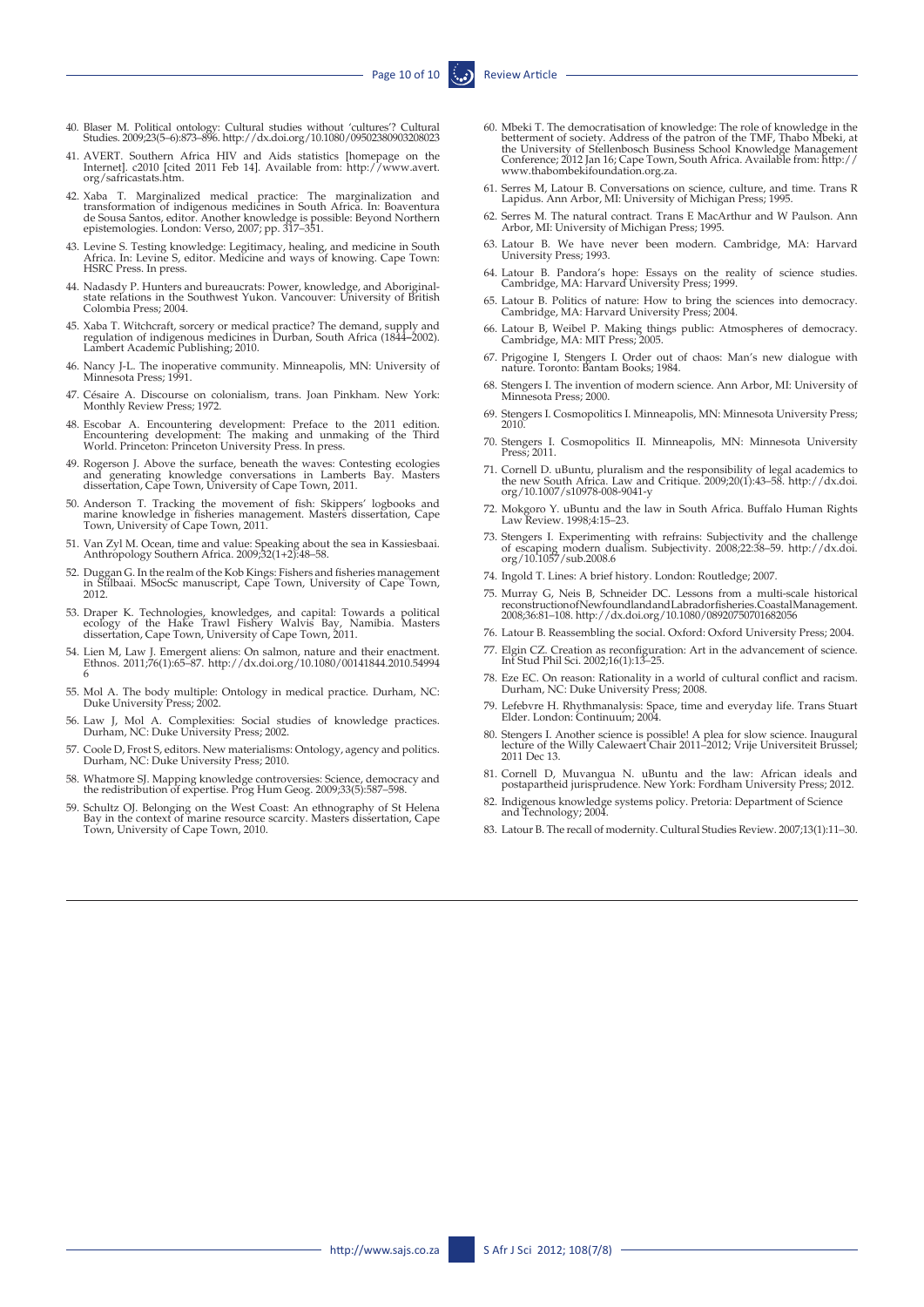40. Blaser M. Political ontology: Cultural studies without 'cultures'? Cultural Studies. 2009;23(5–6):873–896. http://dx.doi.org/10.1080/09502380903208023

41. AVERT. Southern Africa HIV and Aids statistics [homepage on the Internet]. c2010 [cited 2011 Feb 14]. Available from: http://www.avert.org/safricastats.htm.

42. Xaba T. Marginalized medical practice: The marginalization and transformation of indigenous medicines in South Africa. In: Boaventura de Sousa Santos, editor. Another knowledge is possible: Beyond Northern epistemologies. London: Verso, 2007; pp. 317–351.

43. Levine S. Testing knowledge: Legitimacy, healing, and medicine in South Africa. In: Levine S, editor. Medicine and ways of knowing. Cape Town: HSRC Press. In press.

44. Nadasdy P. Hunters and bureaucrats: Power, knowledge, and Aboriginal-state relations in the Southwest Yukon. Vancouver: University of British Colombia Press; 2004.

45. Xaba T. Witchcraft, sorcery or medical practice? The demand, supply and regulation of indigenous medicines in Durban, South Africa (1844–2002). Lambert Academic Publishing; 2010.

46. Nancy J-L. The inoperative community. Minneapolis, MN: University of Minnesota Press; 1991.

47. Césaire A. Discourse on colonialism, trans. Joan Pinkham. New York: Monthly Review Press; 1972.

48. Escobar A. Encountering development: Preface to the 2011 edition. Encountering development: The making and unmaking of the Third World. Princeton: Princeton University Press. In press.

49. Rogerson J. Above the surface, beneath the waves: Contesting ecologies and generating knowledge conversations in Lamberts Bay. Masters dissertation, Cape Town, University of Cape Town, 2011.

50. Anderson T. Tracking the movement of fish: Skippers' logbooks and marine knowledge in fisheries management. Masters dissertation, Cape Town, University of Cape Town, 2011.

51. Van Zyl M. Ocean, time and value: Speaking about the sea in Kassiesbaai. Anthropology Southern Africa. 2009;32(1+2):48–58.

52. Duggan G. In the realm of the Kob Kings: Fishers and fisheries management in Stilbaai. MSocSc manuscript, Cape Town, University of Cape Town, 2012.

53. Draper K. Technologies, knowledges, and capital: Towards a political ecology of the Hake Trawl Fishery Walvis Bay, Namibia. Masters dissertation, Cape Town, University of Cape Town, 2011.

54. Lien M, Law J. Emergent aliens: On salmon, nature and their enactment. Ethnos. 2011;76(1):65–87. http://dx.doi.org/10.1080/00141844.2010.549946

55. Mol A. The body multiple: Ontology in medical practice. Durham, NC: Duke University Press; 2002.

56. Law J, Mol A. Complexities: Social studies of knowledge practices. Durham, NC: Duke University Press; 2002.

57. Coole D, Frost S, editors. New materialisms: Ontology, agency and politics. Durham, NC: Duke University Press; 2010.

58. Whatmore SJ. Mapping knowledge controversies: Science, democracy and the redistribution of expertise. Prog Hum Geog. 2009;33(5):587–598.

59. Schultz OJ. Belonging on the West Coast: An ethnography of St Helena Bay in the context of marine resource scarcity. Masters dissertation, Cape Town, University of Cape Town, 2010.

60. Mbeki T. The democratisation of knowledge: The role of knowledge in the betterment of society. Address of the patron of the TMF, Thabo Mbeki, at the University of Stellenbosch Business School Knowledge Management Conference; 2012 Jan 16; Cape Town, South Africa. Available from: http://www.thabombekifoundation.org.za.

61. Serres M, Latour B. Conversations on science, culture, and time. Trans R Lapidus. Ann Arbor, MI: University of Michigan Press; 1995.

62. Serres M. The natural contract. Trans E MacArthur and W Paulson. Ann Arbor, MI: University of Michigan Press; 1995.

63. Latour B. We have never been modern. Cambridge, MA: Harvard University Press; 1993.

64. Latour B. Pandora's hope: Essays on the reality of science studies. Cambridge, MA: Harvard University Press; 1999.

65. Latour B. Politics of nature: How to bring the sciences into democracy. Cambridge, MA: Harvard University Press; 2004.

66. Latour B, Weibel P. Making things public: Atmospheres of democracy. Cambridge, MA: MIT Press; 2005.

67. Prigogine I, Stengers I. Order out of chaos: Man's new dialogue with nature. Toronto: Bantam Books; 1984.

68. Stengers I. The invention of modern science. Ann Arbor, MI: University of Minnesota Press; 2000.

69. Stengers I. Cosmopolitics I. Minneapolis, MN: Minnesota University Press; 2010.

70. Stengers I. Cosmopolitics II. Minneapolis, MN: Minnesota University Press; 2011.

71. Cornell D. uBuntu, pluralism and the responsibility of legal academics to the new South Africa. Law and Critique. 2009;20(1):43–58. http://dx.doi.org/10.1007/s10978-008-9041-y

72. Mokgoro Y. uBuntu and the law in South Africa. Buffalo Human Rights Law Review. 1998;4:15–23.

73. Stengers I. Experimenting with refrains: Subjectivity and the challenge of escaping modern dualism. Subjectivity. 2008;22:38–59. http://dx.doi.org/10.1057/sub.2008.6

74. Ingold T. Lines: A brief history. London: Routledge; 2007.

75. Murray G, Neis B, Schneider DC. Lessons from a multi-scale historical reconstruction of Newfoundland and Labrador fisheries. Coastal Management. 2008;36:81–108. http://dx.doi.org/10.1080/08920750701682056

76. Latour B. Reassembling the social. Oxford: Oxford University Press; 2004.

77. Elgin CZ. Creation as reconfiguration: Art in the advancement of science. Int Stud Phil Sci. 2002;16(1):13–25.

78. Eze EC. On reason: Rationality in a world of cultural conflict and racism. Durham, NC: Duke University Press; 2008.

79. Lefebvre H. Rhythmanalysis: Space, time and everyday life. Trans Stuart Elder. London: Continuum; 2004.

80. Stengers I. Another science is possible! A plea for slow science. Inaugural lecture of the Willy Calewaert Chair 2011–2012; Vrije Universiteit Brussel; 2011 Dec 13.

81. Cornell D, Muvangua N. uBuntu and the law: African ideals and postapartheid jurisprudence. New York: Fordham University Press; 2012.

82. Indigenous knowledge systems policy. Pretoria: Department of Science and Technology; 2004.

83. Latour B. The recall of modernity. Cultural Studies Review. 2007;13(1):11–30.